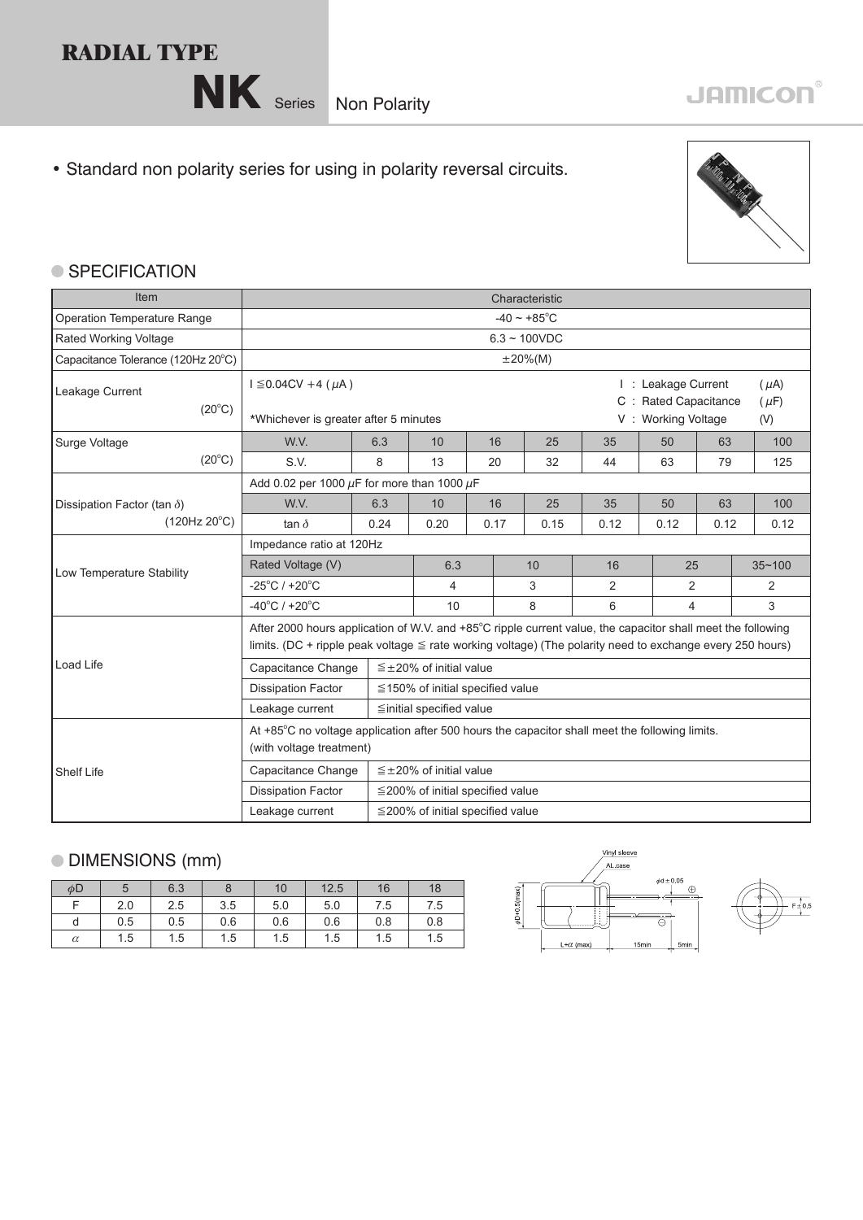# RADIAL TYPE

## NK Series Non Polarity

JAMICON

- Standard non polarity series for using in polarity reversal circuits.

## SPECIFICATION

| Item | Characteristic | | | | | | | | |
|---|---|---|---|---|---|---|---|---|---|
| Operation Temperature Range | -40 ~ +85°C | | | | | | | | |
| Rated Working Voltage | 6.3 ~ 100VDC | | | | | | | | |
| Capacitance Tolerance (120Hz 20°C) | ±20%(M) | | | | | | | | |
| Leakage Current (20°C) | I ≦0.04CV +4 ($\mu$A) *Whichever is greater after 5 minutes; I : Leakage Current ($\mu$A), C : Rated Capacitance ($\mu$F), V : Working Voltage (V) | | | | | | | | |
| Surge Voltage (20°C) | W.V. | 6.3 | 10 | 16 | 25 | 35 | 50 | 63 | 100 |
| | S.V. | 8 | 13 | 20 | 32 | 44 | 63 | 79 | 125 |
| Dissipation Factor (tan $\delta$) (120Hz 20°C) | Add 0.02 per 1000 $\mu$F for more than 1000 $\mu$F | | | | | | | | |
| | W.V. | 6.3 | 10 | 16 | 25 | 35 | 50 | 63 | 100 |
| | tan $\delta$ | 0.24 | 0.20 | 0.17 | 0.15 | 0.12 | 0.12 | 0.12 | 0.12 |

| Item | Characteristic | | | | | |
|---|---|---|---|---|---|---|
| Low Temperature Stability | Impedance ratio at 120Hz | | | | | |
| | Rated Voltage (V) | 6.3 | 10 | 16 | 25 | 35~100 |
| | -25°C / +20°C | 4 | 3 | 2 | 2 | 2 |
| | -40°C / +20°C | 10 | 8 | 6 | 4 | 3 |

| Item | Characteristic | |
|---|---|---|
| Load Life | After 2000 hours application of W.V. and +85°C ripple current value, the capacitor shall meet the following limits. (DC + ripple peak voltage ≦ rate working voltage) (The polarity need to exchange every 250 hours) | |
| | Capacitance Change | ≦±20% of initial value |
| | Dissipation Factor | ≦150% of initial specified value |
| | Leakage current | ≦initial specified value |
| Shelf Life | At +85°C no voltage application after 500 hours the capacitor shall meet the following limits. (with voltage treatment) | |
| | Capacitance Change | ≦±20% of initial value |
| | Dissipation Factor | ≦200% of initial specified value |
| | Leakage current | ≦200% of initial specified value |

## DIMENSIONS (mm)

| $\phi$D | 5 | 6.3 | 8 | 10 | 12.5 | 16 | 18 |
|---|---|---|---|---|---|---|---|
| F | 2.0 | 2.5 | 3.5 | 5.0 | 5.0 | 7.5 | 7.5 |
| d | 0.5 | 0.5 | 0.6 | 0.6 | 0.6 | 0.8 | 0.8 |
| $\alpha$ | 1.5 | 1.5 | 1.5 | 1.5 | 1.5 | 1.5 | 1.5 |

Vinyl sleeve, AL.case, $\phi$d ± 0.05, $\phi$D+0.5(max), L+$\alpha$ (max), 15min, 5min, F ± 0.5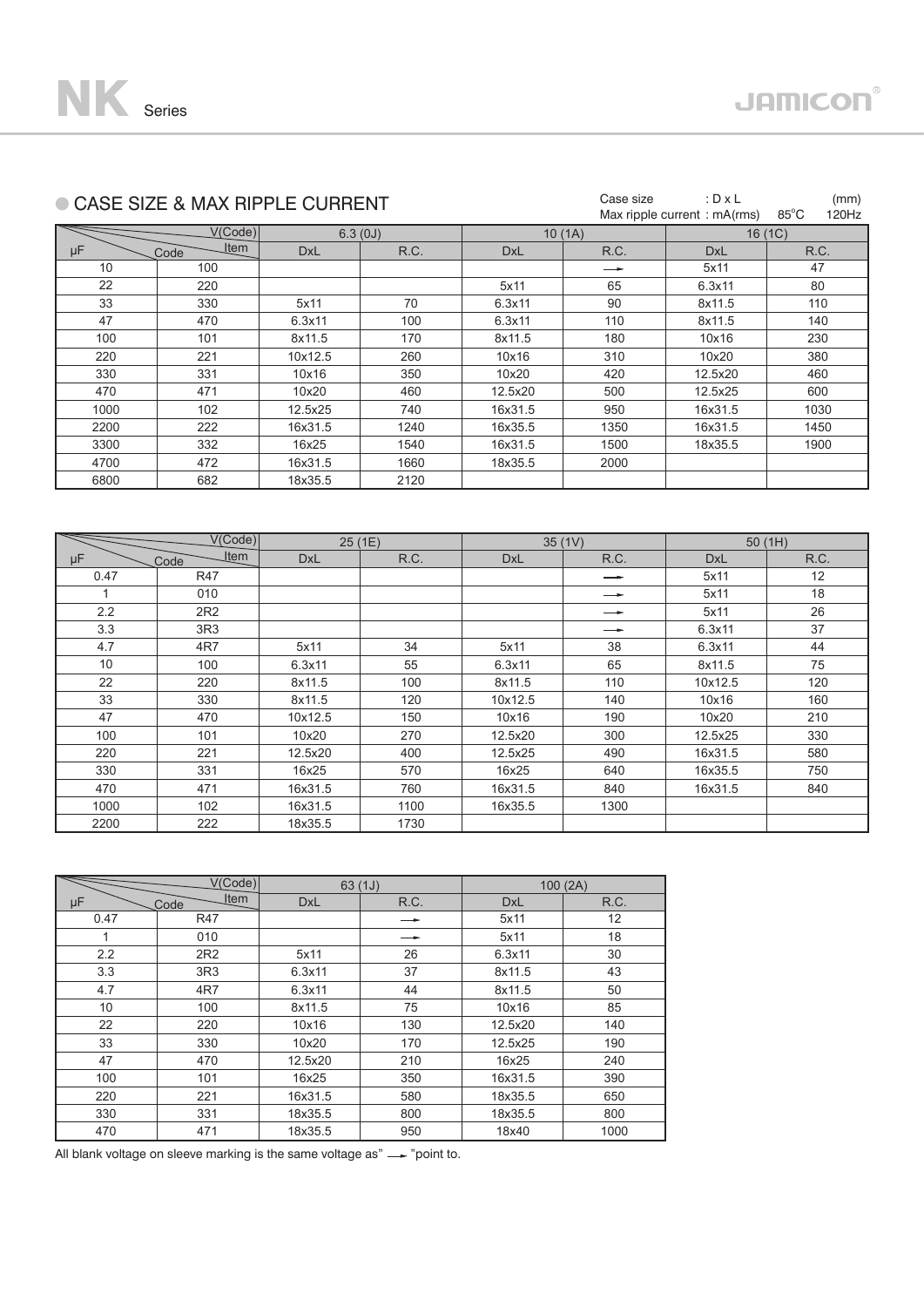# NK Series

● CASE SIZE & MAX RIPPLE CURRENT

Case size : D x L (mm)
Max ripple current : mA(rms) 85°C 120Hz

| μF | Code \ V(Code) Item | 6.3 (0J) | | 10 (1A) | | 16 (1C) | |
|---|---|---|---|---|---|---|---|
| | | DxL | R.C. | DxL | R.C. | DxL | R.C. |
| 10 | 100 | | | | → | 5x11 | 47 |
| 22 | 220 | | | 5x11 | 65 | 6.3x11 | 80 |
| 33 | 330 | 5x11 | 70 | 6.3x11 | 90 | 8x11.5 | 110 |
| 47 | 470 | 6.3x11 | 100 | 6.3x11 | 110 | 8x11.5 | 140 |
| 100 | 101 | 8x11.5 | 170 | 8x11.5 | 180 | 10x16 | 230 |
| 220 | 221 | 10x12.5 | 260 | 10x16 | 310 | 10x20 | 380 |
| 330 | 331 | 10x16 | 350 | 10x20 | 420 | 12.5x20 | 460 |
| 470 | 471 | 10x20 | 460 | 12.5x20 | 500 | 12.5x25 | 600 |
| 1000 | 102 | 12.5x25 | 740 | 16x31.5 | 950 | 16x31.5 | 1030 |
| 2200 | 222 | 16x31.5 | 1240 | 16x35.5 | 1350 | 16x31.5 | 1450 |
| 3300 | 332 | 16x25 | 1540 | 16x31.5 | 1500 | 18x35.5 | 1900 |
| 4700 | 472 | 16x31.5 | 1660 | 18x35.5 | 2000 | | |
| 6800 | 682 | 18x35.5 | 2120 | | | | |

| μF | Code \ V(Code) Item | 25 (1E) | | 35 (1V) | | 50 (1H) | |
|---|---|---|---|---|---|---|---|
| | | DxL | R.C. | DxL | R.C. | DxL | R.C. |
| 0.47 | R47 | | | | → | 5x11 | 12 |
| 1 | 010 | | | | → | 5x11 | 18 |
| 2.2 | 2R2 | | | | → | 5x11 | 26 |
| 3.3 | 3R3 | | | | → | 6.3x11 | 37 |
| 4.7 | 4R7 | 5x11 | 34 | 5x11 | 38 | 6.3x11 | 44 |
| 10 | 100 | 6.3x11 | 55 | 6.3x11 | 65 | 8x11.5 | 75 |
| 22 | 220 | 8x11.5 | 100 | 8x11.5 | 110 | 10x12.5 | 120 |
| 33 | 330 | 8x11.5 | 120 | 10x12.5 | 140 | 10x16 | 160 |
| 47 | 470 | 10x12.5 | 150 | 10x16 | 190 | 10x20 | 210 |
| 100 | 101 | 10x20 | 270 | 12.5x20 | 300 | 12.5x25 | 330 |
| 220 | 221 | 12.5x20 | 400 | 12.5x25 | 490 | 16x31.5 | 580 |
| 330 | 331 | 16x25 | 570 | 16x25 | 640 | 16x35.5 | 750 |
| 470 | 471 | 16x31.5 | 760 | 16x31.5 | 840 | 16x31.5 | 840 |
| 1000 | 102 | 16x31.5 | 1100 | 16x35.5 | 1300 | | |
| 2200 | 222 | 18x35.5 | 1730 | | | | |

| μF | Code \ V(Code) Item | 63 (1J) | | 100 (2A) | |
|---|---|---|---|---|---|
| | | DxL | R.C. | DxL | R.C. |
| 0.47 | R47 | | → | 5x11 | 12 |
| 1 | 010 | | → | 5x11 | 18 |
| 2.2 | 2R2 | 5x11 | 26 | 6.3x11 | 30 |
| 3.3 | 3R3 | 6.3x11 | 37 | 8x11.5 | 43 |
| 4.7 | 4R7 | 6.3x11 | 44 | 8x11.5 | 50 |
| 10 | 100 | 8x11.5 | 75 | 10x16 | 85 |
| 22 | 220 | 10x16 | 130 | 12.5x20 | 140 |
| 33 | 330 | 10x20 | 170 | 12.5x25 | 190 |
| 47 | 470 | 12.5x20 | 210 | 16x25 | 240 |
| 100 | 101 | 16x25 | 350 | 16x31.5 | 390 |
| 220 | 221 | 16x31.5 | 580 | 18x35.5 | 650 |
| 330 | 331 | 18x35.5 | 800 | 18x35.5 | 800 |
| 470 | 471 | 18x35.5 | 950 | 18x40 | 1000 |

All blank voltage on sleeve marking is the same voltage as" → "point to.